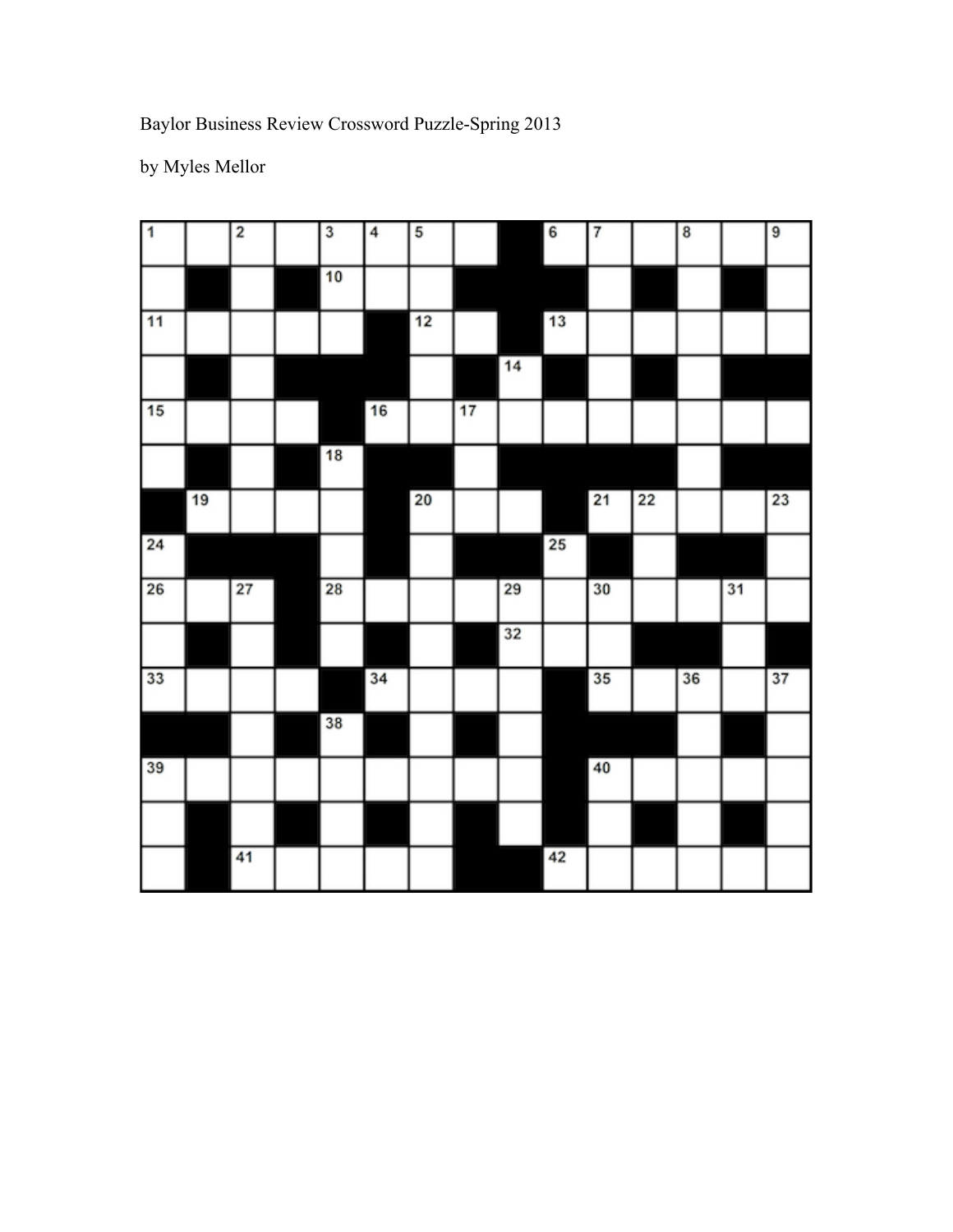Baylor Business Review Crossword Puzzle-Spring 2013

by Myles Mellor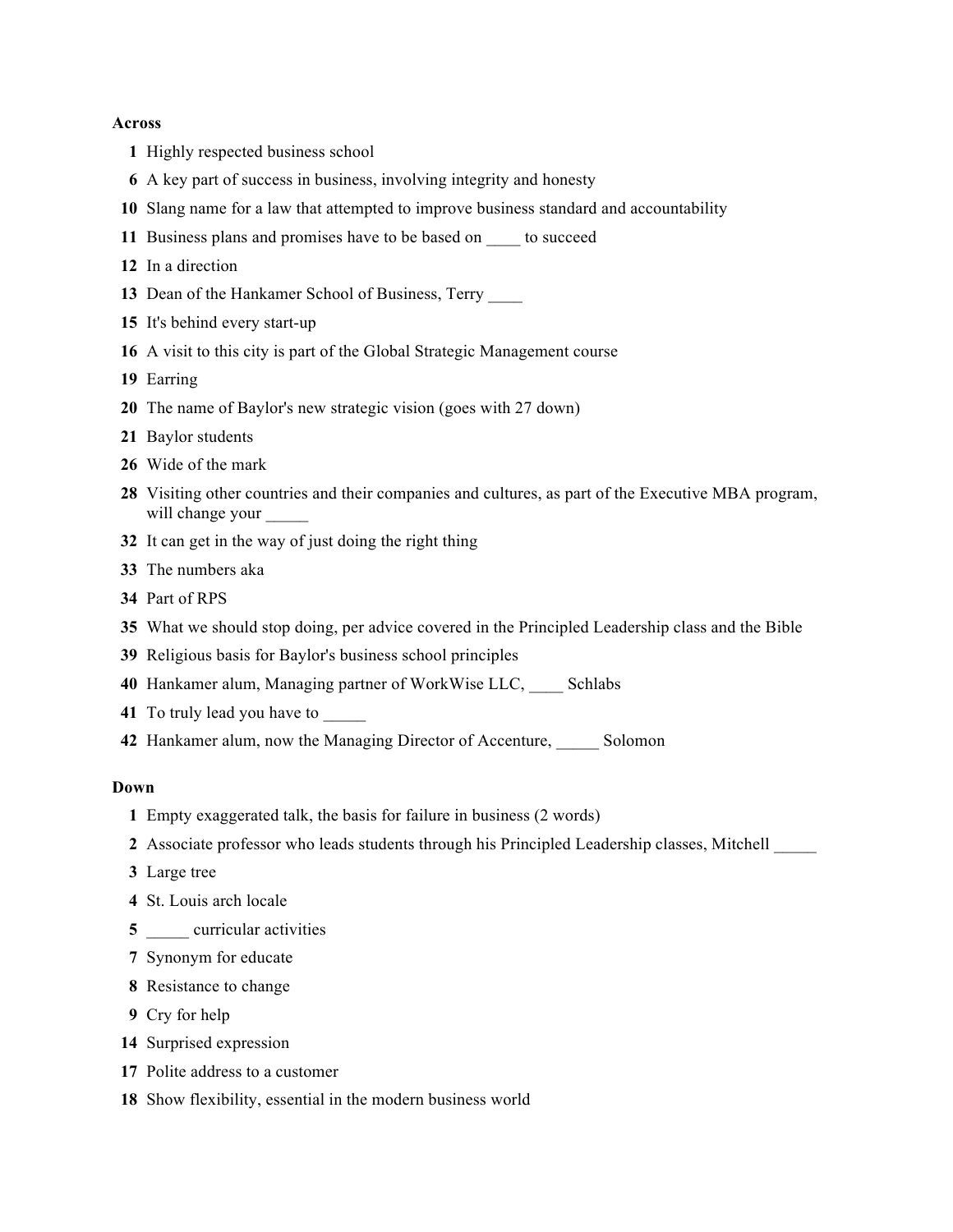**Across**

**1** Highly respected business school

**6** A key part of success in business, involving integrity and honesty

**10** Slang name for a law that attempted to improve business standard and accountability

**11** Business plans and promises have to be based on ____ to succeed

**12** In a direction

**13** Dean of the Hankamer School of Business, Terry ____

**15** It's behind every start-up

**16** A visit to this city is part of the Global Strategic Management course

**19** Earring

**20** The name of Baylor's new strategic vision (goes with 27 down)

**21** Baylor students

**26** Wide of the mark

**28** Visiting other countries and their companies and cultures, as part of the Executive MBA program, will change your _____

**32** It can get in the way of just doing the right thing

**33** The numbers aka

**34** Part of RPS

**35** What we should stop doing, per advice covered in the Principled Leadership class and the Bible

**39** Religious basis for Baylor's business school principles

**40** Hankamer alum, Managing partner of WorkWise LLC, ____ Schlabs

**41** To truly lead you have to _____

**42** Hankamer alum, now the Managing Director of Accenture, _____ Solomon

**Down**

**1** Empty exaggerated talk, the basis for failure in business (2 words)

**2** Associate professor who leads students through his Principled Leadership classes, Mitchell _____

**3** Large tree

**4** St. Louis arch locale

**5** _____ curricular activities

**7** Synonym for educate

**8** Resistance to change

**9** Cry for help

**14** Surprised expression

**17** Polite address to a customer

**18** Show flexibility, essential in the modern business world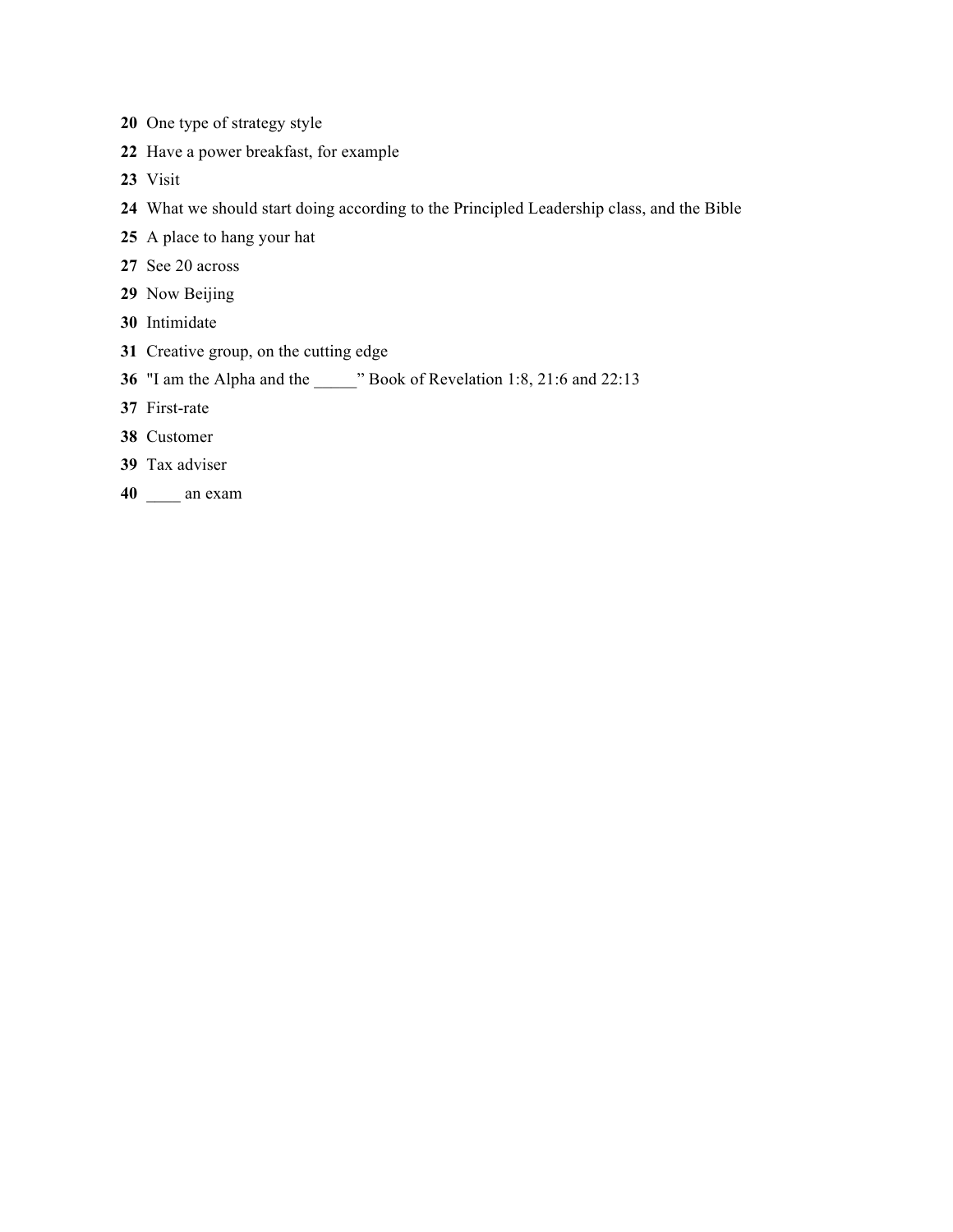**20** One type of strategy style

**22** Have a power breakfast, for example

**23** Visit

**24** What we should start doing according to the Principled Leadership class, and the Bible

**25** A place to hang your hat

**27** See 20 across

**29** Now Beijing

**30** Intimidate

**31** Creative group, on the cutting edge

**36** "I am the Alpha and the _____" Book of Revelation 1:8, 21:6 and 22:13

**37** First-rate

**38** Customer

**39** Tax adviser

**40** ____ an exam